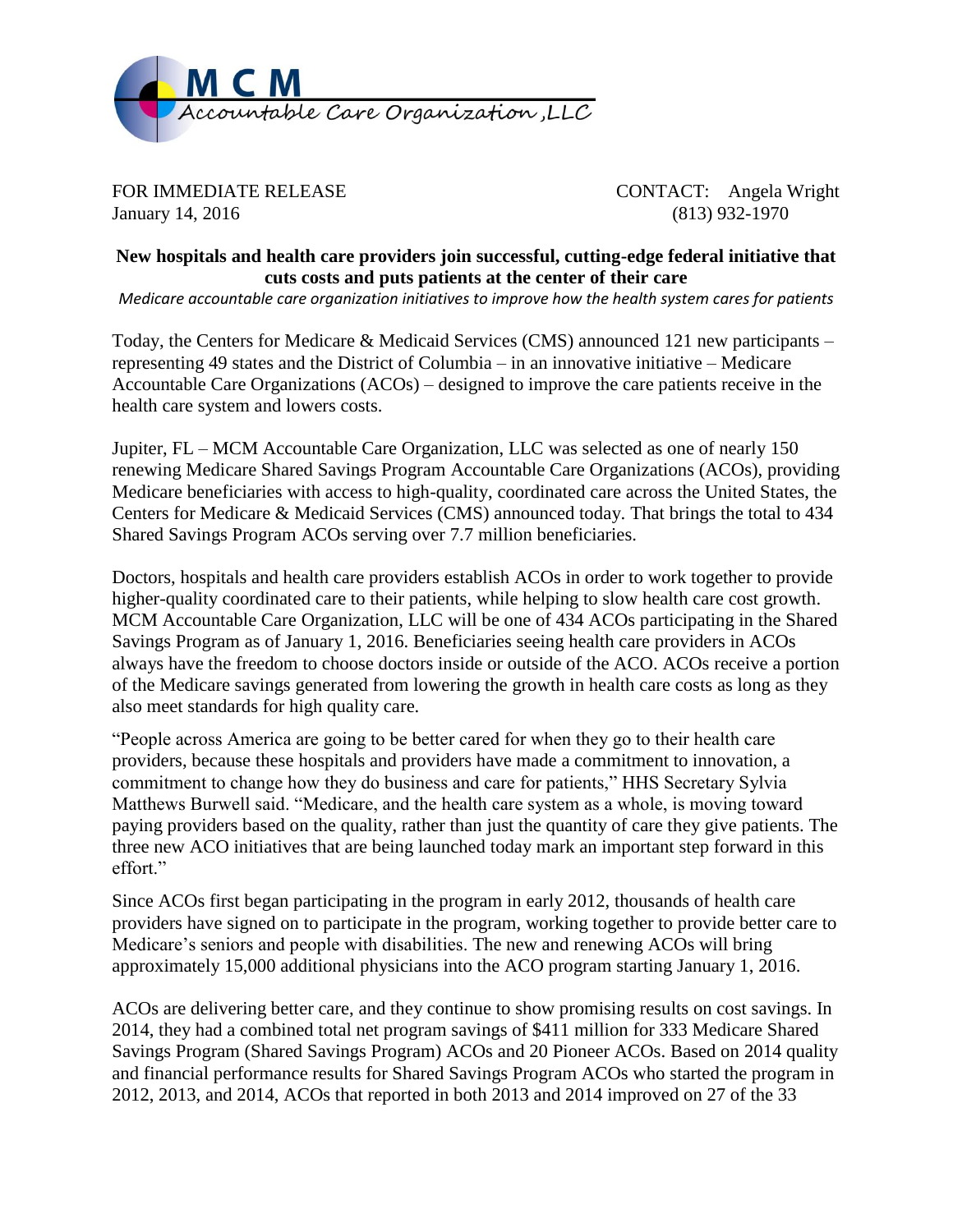MCM Accountable Care Organization, LLC

FOR IMMEDIATE RELEASE
January 14, 2016

CONTACT: Angela Wright
(813) 932-1970

**New hospitals and health care providers join successful, cutting-edge federal initiative that cuts costs and puts patients at the center of their care**

*Medicare accountable care organization initiatives to improve how the health system cares for patients*

Today, the Centers for Medicare & Medicaid Services (CMS) announced 121 new participants – representing 49 states and the District of Columbia – in an innovative initiative – Medicare Accountable Care Organizations (ACOs) – designed to improve the care patients receive in the health care system and lowers costs.

Jupiter, FL – MCM Accountable Care Organization, LLC was selected as one of nearly 150 renewing Medicare Shared Savings Program Accountable Care Organizations (ACOs), providing Medicare beneficiaries with access to high-quality, coordinated care across the United States, the Centers for Medicare & Medicaid Services (CMS) announced today. That brings the total to 434 Shared Savings Program ACOs serving over 7.7 million beneficiaries.

Doctors, hospitals and health care providers establish ACOs in order to work together to provide higher-quality coordinated care to their patients, while helping to slow health care cost growth. MCM Accountable Care Organization, LLC will be one of 434 ACOs participating in the Shared Savings Program as of January 1, 2016. Beneficiaries seeing health care providers in ACOs always have the freedom to choose doctors inside or outside of the ACO. ACOs receive a portion of the Medicare savings generated from lowering the growth in health care costs as long as they also meet standards for high quality care.

"People across America are going to be better cared for when they go to their health care providers, because these hospitals and providers have made a commitment to innovation, a commitment to change how they do business and care for patients," HHS Secretary Sylvia Matthews Burwell said. "Medicare, and the health care system as a whole, is moving toward paying providers based on the quality, rather than just the quantity of care they give patients. The three new ACO initiatives that are being launched today mark an important step forward in this effort."

Since ACOs first began participating in the program in early 2012, thousands of health care providers have signed on to participate in the program, working together to provide better care to Medicare's seniors and people with disabilities. The new and renewing ACOs will bring approximately 15,000 additional physicians into the ACO program starting January 1, 2016.

ACOs are delivering better care, and they continue to show promising results on cost savings. In 2014, they had a combined total net program savings of $411 million for 333 Medicare Shared Savings Program (Shared Savings Program) ACOs and 20 Pioneer ACOs. Based on 2014 quality and financial performance results for Shared Savings Program ACOs who started the program in 2012, 2013, and 2014, ACOs that reported in both 2013 and 2014 improved on 27 of the 33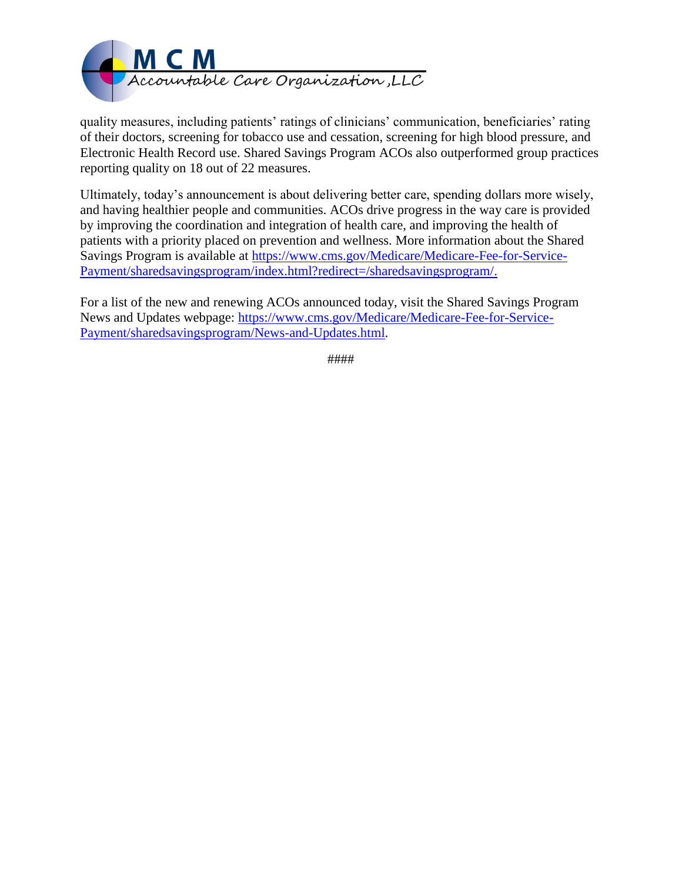quality measures, including patients' ratings of clinicians' communication, beneficiaries' rating of their doctors, screening for tobacco use and cessation, screening for high blood pressure, and Electronic Health Record use. Shared Savings Program ACOs also outperformed group practices reporting quality on 18 out of 22 measures.

Ultimately, today's announcement is about delivering better care, spending dollars more wisely, and having healthier people and communities. ACOs drive progress in the way care is provided by improving the coordination and integration of health care, and improving the health of patients with a priority placed on prevention and wellness. More information about the Shared Savings Program is available at https://www.cms.gov/Medicare/Medicare-Fee-for-Service-Payment/sharedsavingsprogram/index.html?redirect=/sharedsavingsprogram/.

For a list of the new and renewing ACOs announced today, visit the Shared Savings Program News and Updates webpage: https://www.cms.gov/Medicare/Medicare-Fee-for-Service-Payment/sharedsavingsprogram/News-and-Updates.html.

####